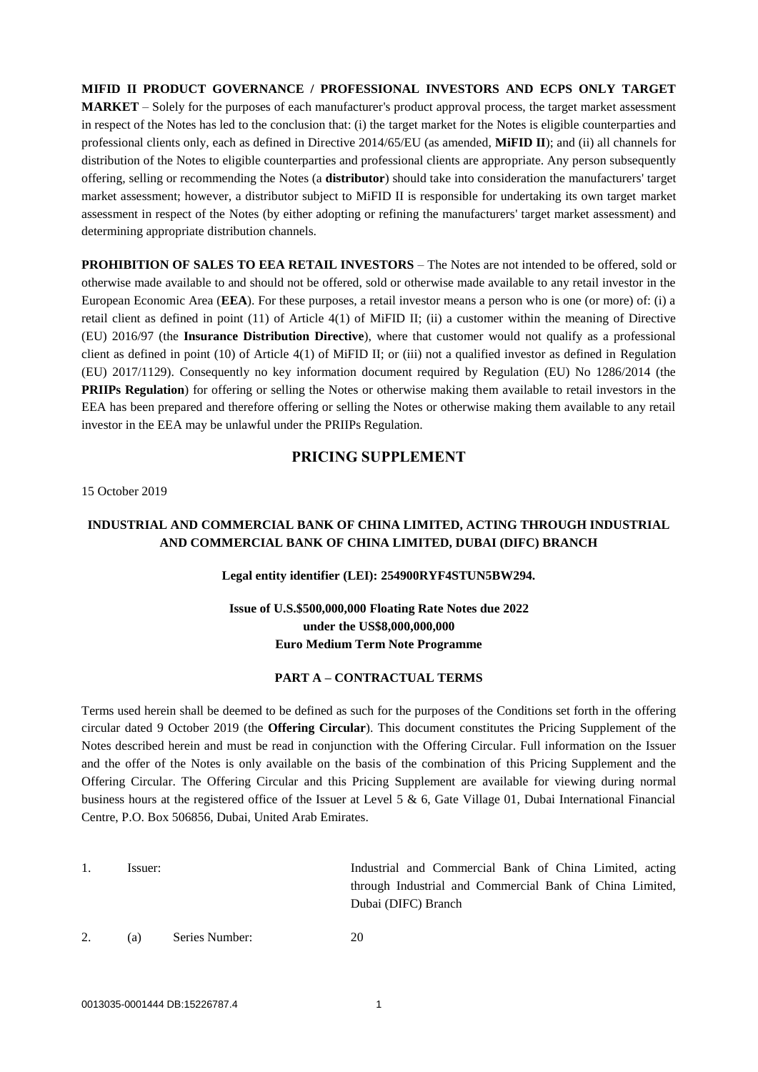**MIFID II PRODUCT GOVERNANCE / PROFESSIONAL INVESTORS AND ECPS ONLY TARGET MARKET** – Solely for the purposes of each manufacturer's product approval process, the target market assessment in respect of the Notes has led to the conclusion that: (i) the target market for the Notes is eligible counterparties and professional clients only, each as defined in Directive 2014/65/EU (as amended, **MiFID II**); and (ii) all channels for distribution of the Notes to eligible counterparties and professional clients are appropriate. Any person subsequently offering, selling or recommending the Notes (a **distributor**) should take into consideration the manufacturers' target market assessment; however, a distributor subject to MiFID II is responsible for undertaking its own target market assessment in respect of the Notes (by either adopting or refining the manufacturers' target market assessment) and determining appropriate distribution channels.

**PROHIBITION OF SALES TO EEA RETAIL INVESTORS** – The Notes are not intended to be offered, sold or otherwise made available to and should not be offered, sold or otherwise made available to any retail investor in the European Economic Area (**EEA**). For these purposes, a retail investor means a person who is one (or more) of: (i) a retail client as defined in point (11) of Article 4(1) of MiFID II; (ii) a customer within the meaning of Directive (EU) 2016/97 (the **Insurance Distribution Directive**), where that customer would not qualify as a professional client as defined in point (10) of Article 4(1) of MiFID II; or (iii) not a qualified investor as defined in Regulation (EU) 2017/1129). Consequently no key information document required by Regulation (EU) No 1286/2014 (the **PRIIPs Regulation**) for offering or selling the Notes or otherwise making them available to retail investors in the EEA has been prepared and therefore offering or selling the Notes or otherwise making them available to any retail investor in the EEA may be unlawful under the PRIIPs Regulation.

## PRICING SUPPLEMENT

15 October 2019

### INDUSTRIAL AND COMMERCIAL BANK OF CHINA LIMITED, ACTING THROUGH INDUSTRIAL AND COMMERCIAL BANK OF CHINA LIMITED, DUBAI (DIFC) BRANCH

**Legal entity identifier (LEI): 254900RYF4STUN5BW294.**

**Issue of U.S.$500,000,000 Floating Rate Notes due 2022**
**under the US$8,000,000,000**
**Euro Medium Term Note Programme**

**PART A – CONTRACTUAL TERMS**

Terms used herein shall be deemed to be defined as such for the purposes of the Conditions set forth in the offering circular dated 9 October 2019 (the **Offering Circular**). This document constitutes the Pricing Supplement of the Notes described herein and must be read in conjunction with the Offering Circular. Full information on the Issuer and the offer of the Notes is only available on the basis of the combination of this Pricing Supplement and the Offering Circular. The Offering Circular and this Pricing Supplement are available for viewing during normal business hours at the registered office of the Issuer at Level 5 & 6, Gate Village 01, Dubai International Financial Centre, P.O. Box 506856, Dubai, United Arab Emirates.

| | | |
|---|---|---|
| 1. | Issuer: | Industrial and Commercial Bank of China Limited, acting through Industrial and Commercial Bank of China Limited, Dubai (DIFC) Branch |
| 2. | (a) Series Number: | 20 |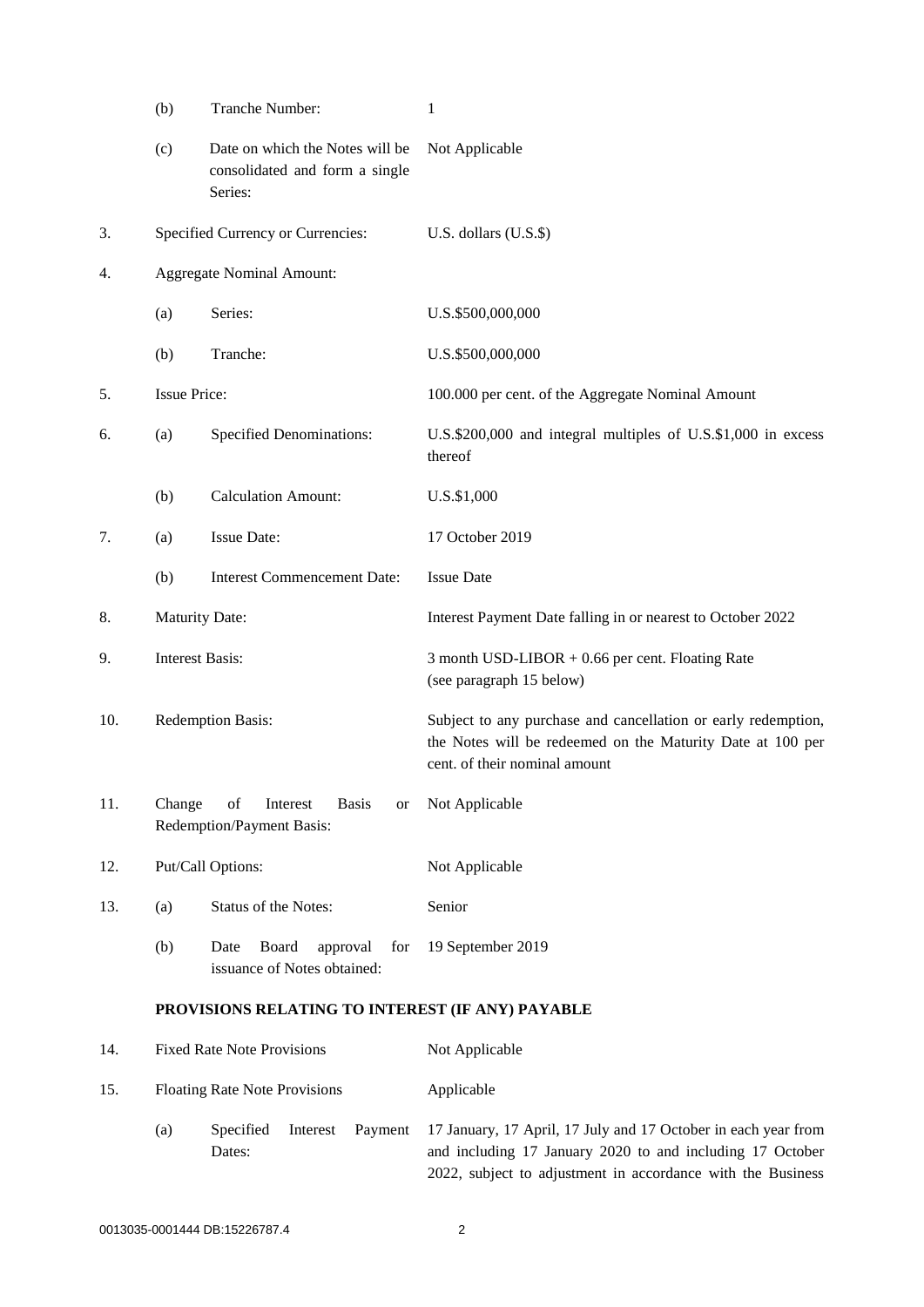| | | | |
|---|---|---|---|
| | (b) | Tranche Number: | 1 |
| | (c) | Date on which the Notes will be consolidated and form a single Series: | Not Applicable |
| 3. | Specified Currency or Currencies: | | U.S. dollars (U.S.$) |
| 4. | Aggregate Nominal Amount: | | |
| | (a) | Series: | U.S.$500,000,000 |
| | (b) | Tranche: | U.S.$500,000,000 |
| 5. | Issue Price: | | 100.000 per cent. of the Aggregate Nominal Amount |
| 6. | (a) | Specified Denominations: | U.S.$200,000 and integral multiples of U.S.$1,000 in excess thereof |
| | (b) | Calculation Amount: | U.S.$1,000 |
| 7. | (a) | Issue Date: | 17 October 2019 |
| | (b) | Interest Commencement Date: | Issue Date |
| 8. | Maturity Date: | | Interest Payment Date falling in or nearest to October 2022 |
| 9. | Interest Basis: | | 3 month USD-LIBOR + 0.66 per cent. Floating Rate (see paragraph 15 below) |
| 10. | Redemption Basis: | | Subject to any purchase and cancellation or early redemption, the Notes will be redeemed on the Maturity Date at 100 per cent. of their nominal amount |
| 11. | Change of Interest Basis or Redemption/Payment Basis: | | Not Applicable |
| 12. | Put/Call Options: | | Not Applicable |
| 13. | (a) | Status of the Notes: | Senior |
| | (b) | Date Board approval for issuance of Notes obtained: | 19 September 2019 |

**PROVISIONS RELATING TO INTEREST (IF ANY) PAYABLE**

| | | | |
|---|---|---|---|
| 14. | Fixed Rate Note Provisions | | Not Applicable |
| 15. | Floating Rate Note Provisions | | Applicable |
| | (a) | Specified Interest Payment Dates: | 17 January, 17 April, 17 July and 17 October in each year from and including 17 January 2020 to and including 17 October 2022, subject to adjustment in accordance with the Business |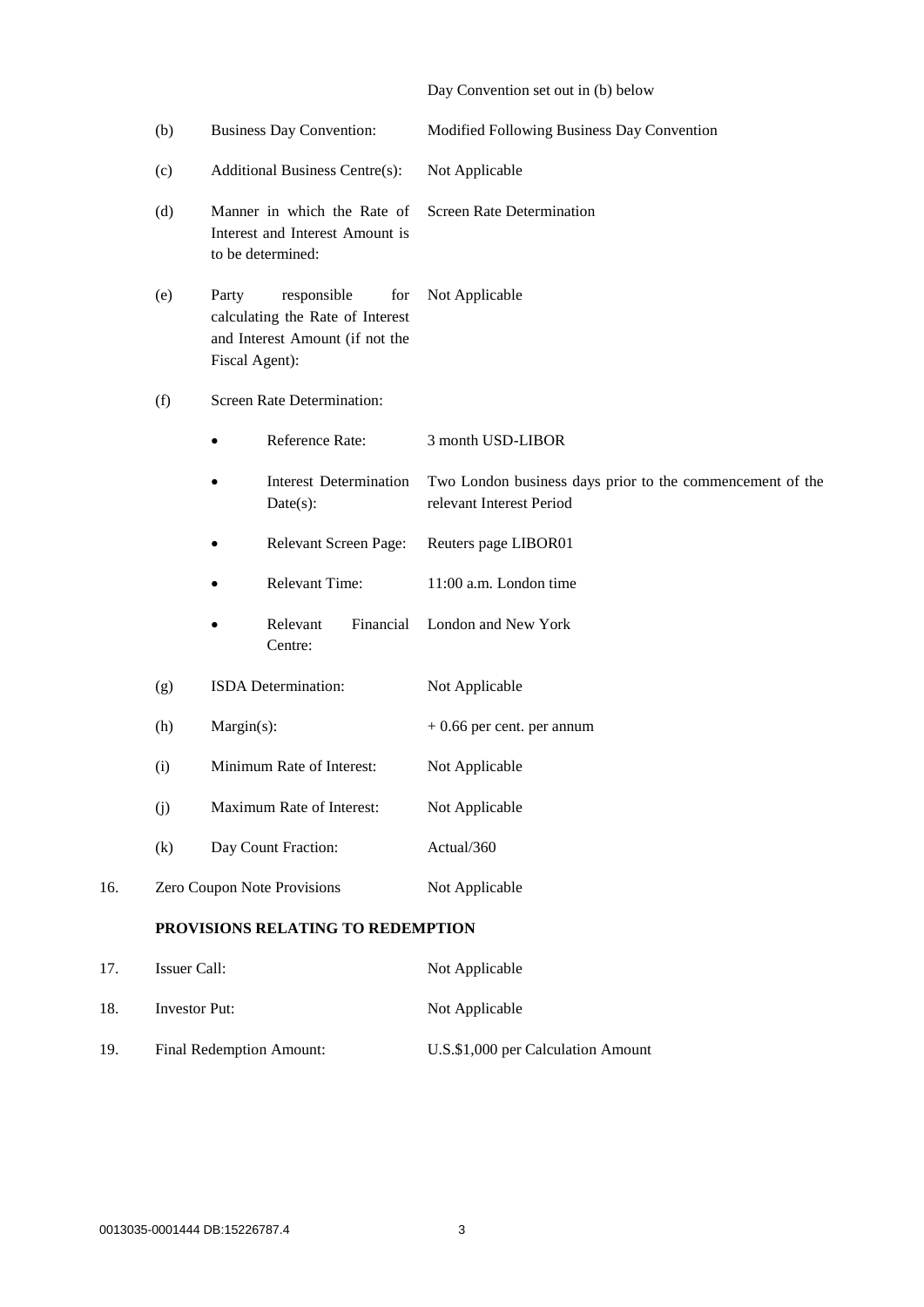| | | | |
|---|---|---|---|
| | | | Day Convention set out in (b) below |
| | (b) | Business Day Convention: | Modified Following Business Day Convention |
| | (c) | Additional Business Centre(s): | Not Applicable |
| | (d) | Manner in which the Rate of Interest and Interest Amount is to be determined: | Screen Rate Determination |
| | (e) | Party responsible for calculating the Rate of Interest and Interest Amount (if not the Fiscal Agent): | Not Applicable |
| | (f) | Screen Rate Determination: | |
| | | • Reference Rate: | 3 month USD-LIBOR |
| | | • Interest Determination Date(s): | Two London business days prior to the commencement of the relevant Interest Period |
| | | • Relevant Screen Page: | Reuters page LIBOR01 |
| | | • Relevant Time: | 11:00 a.m. London time |
| | | • Relevant Financial Centre: | London and New York |
| | (g) | ISDA Determination: | Not Applicable |
| | (h) | Margin(s): | + 0.66 per cent. per annum |
| | (i) | Minimum Rate of Interest: | Not Applicable |
| | (j) | Maximum Rate of Interest: | Not Applicable |
| | (k) | Day Count Fraction: | Actual/360 |
| 16. | Zero Coupon Note Provisions | | Not Applicable |

**PROVISIONS RELATING TO REDEMPTION**

| | | |
|---|---|---|
| 17. | Issuer Call: | Not Applicable |
| 18. | Investor Put: | Not Applicable |
| 19. | Final Redemption Amount: | U.S.$1,000 per Calculation Amount |

0013035-0001444 DB:15226787.4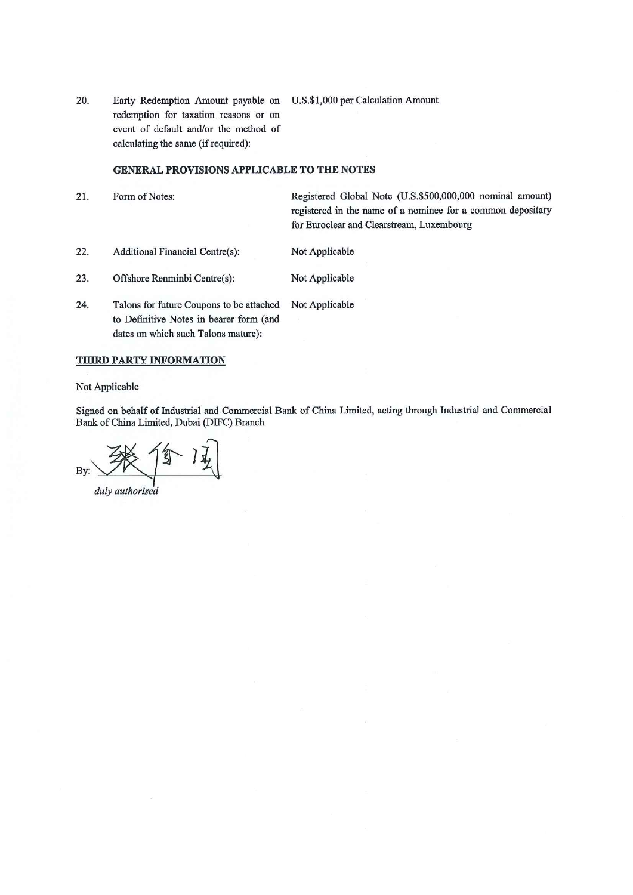| | | |
|---|---|---|
| 20. | Early Redemption Amount payable on redemption for taxation reasons or on event of default and/or the method of calculating the same (if required): | U.S.$1,000 per Calculation Amount |

**GENERAL PROVISIONS APPLICABLE TO THE NOTES**

| | | |
|---|---|---|
| 21. | Form of Notes: | Registered Global Note (U.S.$500,000,000 nominal amount) registered in the name of a nominee for a common depositary for Euroclear and Clearstream, Luxembourg |
| 22. | Additional Financial Centre(s): | Not Applicable |
| 23. | Offshore Renminbi Centre(s): | Not Applicable |
| 24. | Talons for future Coupons to be attached to Definitive Notes in bearer form (and dates on which such Talons mature): | Not Applicable |

**THIRD PARTY INFORMATION**

Not Applicable

Signed on behalf of Industrial and Commercial Bank of China Limited, acting through Industrial and Commercial Bank of China Limited, Dubai (DIFC) Branch

By: ______________________

*duly authorised*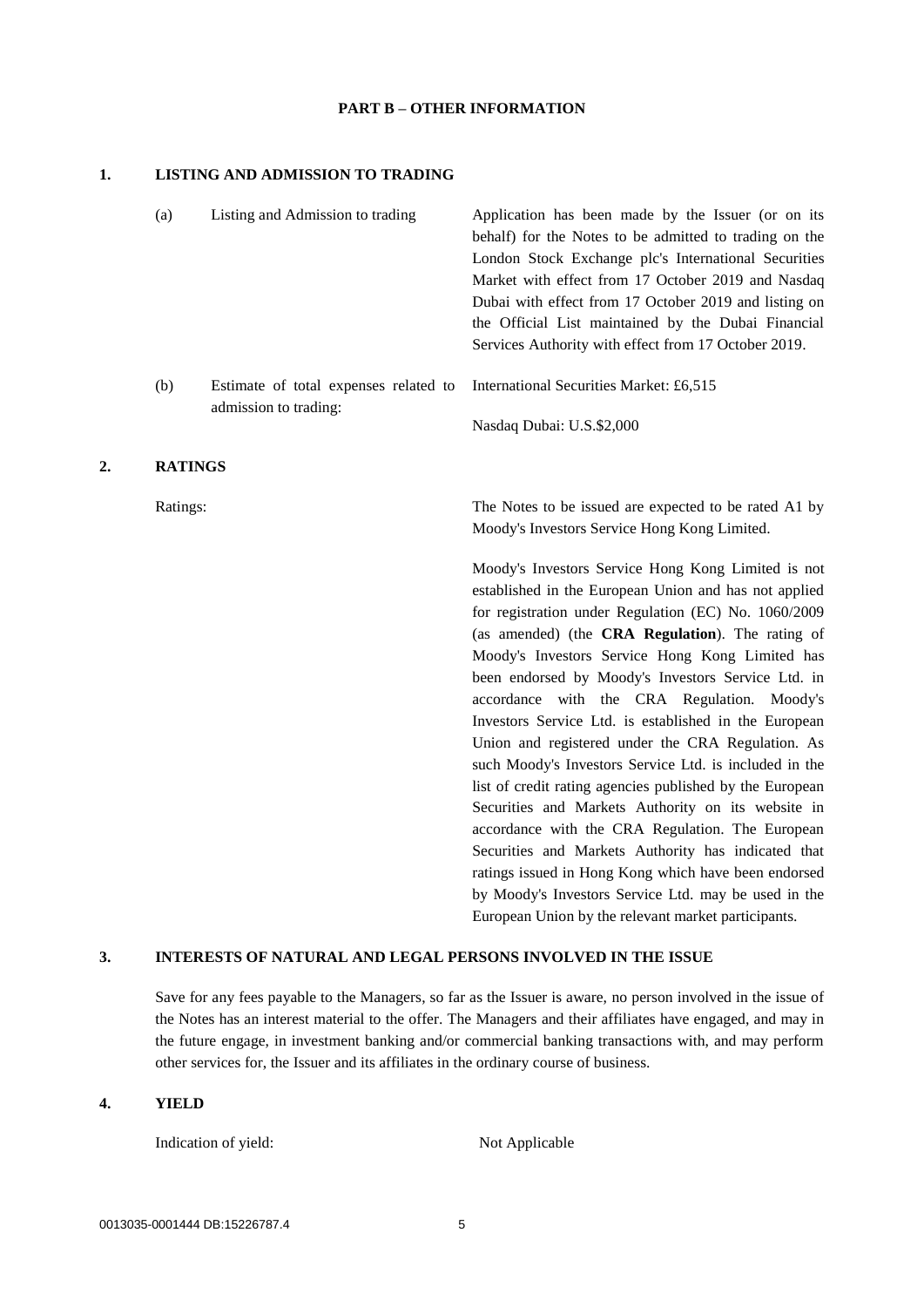## PART B – OTHER INFORMATION

### 1. LISTING AND ADMISSION TO TRADING

| | | |
|---|---|---|
| (a) | Listing and Admission to trading | Application has been made by the Issuer (or on its behalf) for the Notes to be admitted to trading on the London Stock Exchange plc's International Securities Market with effect from 17 October 2019 and Nasdaq Dubai with effect from 17 October 2019 and listing on the Official List maintained by the Dubai Financial Services Authority with effect from 17 October 2019. |
| (b) | Estimate of total expenses related to admission to trading: | International Securities Market: £6,515<br><br>Nasdaq Dubai: U.S.$2,000 |

### 2. RATINGS

Ratings: The Notes to be issued are expected to be rated A1 by Moody's Investors Service Hong Kong Limited.

Moody's Investors Service Hong Kong Limited is not established in the European Union and has not applied for registration under Regulation (EC) No. 1060/2009 (as amended) (the **CRA Regulation**). The rating of Moody's Investors Service Hong Kong Limited has been endorsed by Moody's Investors Service Ltd. in accordance with the CRA Regulation. Moody's Investors Service Ltd. is established in the European Union and registered under the CRA Regulation. As such Moody's Investors Service Ltd. is included in the list of credit rating agencies published by the European Securities and Markets Authority on its website in accordance with the CRA Regulation. The European Securities and Markets Authority has indicated that ratings issued in Hong Kong which have been endorsed by Moody's Investors Service Ltd. may be used in the European Union by the relevant market participants.

### 3. INTERESTS OF NATURAL AND LEGAL PERSONS INVOLVED IN THE ISSUE

Save for any fees payable to the Managers, so far as the Issuer is aware, no person involved in the issue of the Notes has an interest material to the offer. The Managers and their affiliates have engaged, and may in the future engage, in investment banking and/or commercial banking transactions with, and may perform other services for, the Issuer and its affiliates in the ordinary course of business.

### 4. YIELD

Indication of yield: Not Applicable

0013035-0001444 DB:15226787.4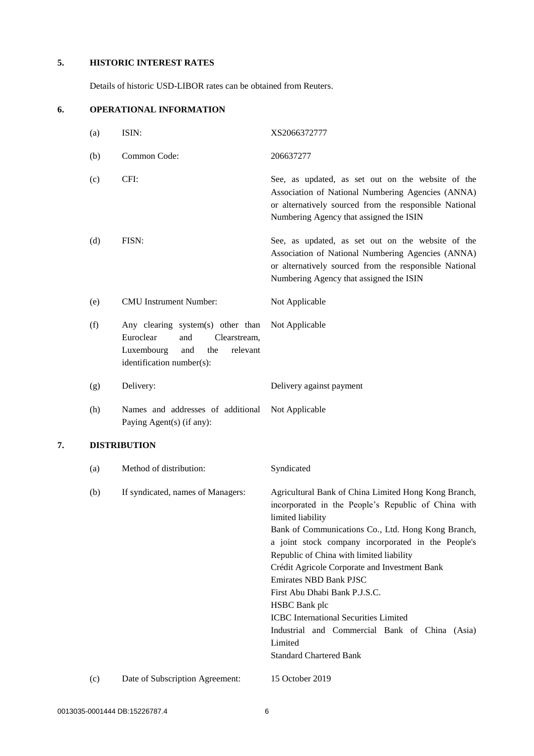## 5. HISTORIC INTEREST RATES

Details of historic USD-LIBOR rates can be obtained from Reuters.

## 6. OPERATIONAL INFORMATION

| | | |
|---|---|---|
| (a) | ISIN: | XS2066372777 |
| (b) | Common Code: | 206637277 |
| (c) | CFI: | See, as updated, as set out on the website of the Association of National Numbering Agencies (ANNA) or alternatively sourced from the responsible National Numbering Agency that assigned the ISIN |
| (d) | FISN: | See, as updated, as set out on the website of the Association of National Numbering Agencies (ANNA) or alternatively sourced from the responsible National Numbering Agency that assigned the ISIN |
| (e) | CMU Instrument Number: | Not Applicable |
| (f) | Any clearing system(s) other than Euroclear and Clearstream, Luxembourg and the relevant identification number(s): | Not Applicable |
| (g) | Delivery: | Delivery against payment |
| (h) | Names and addresses of additional Paying Agent(s) (if any): | Not Applicable |

## 7. DISTRIBUTION

| | | |
|---|---|---|
| (a) | Method of distribution: | Syndicated |
| (b) | If syndicated, names of Managers: | Agricultural Bank of China Limited Hong Kong Branch, incorporated in the People's Republic of China with limited liability<br>Bank of Communications Co., Ltd. Hong Kong Branch, a joint stock company incorporated in the People's Republic of China with limited liability<br>Crédit Agricole Corporate and Investment Bank<br>Emirates NBD Bank PJSC<br>First Abu Dhabi Bank P.J.S.C.<br>HSBC Bank plc<br>ICBC International Securities Limited<br>Industrial and Commercial Bank of China (Asia) Limited<br>Standard Chartered Bank |
| (c) | Date of Subscription Agreement: | 15 October 2019 |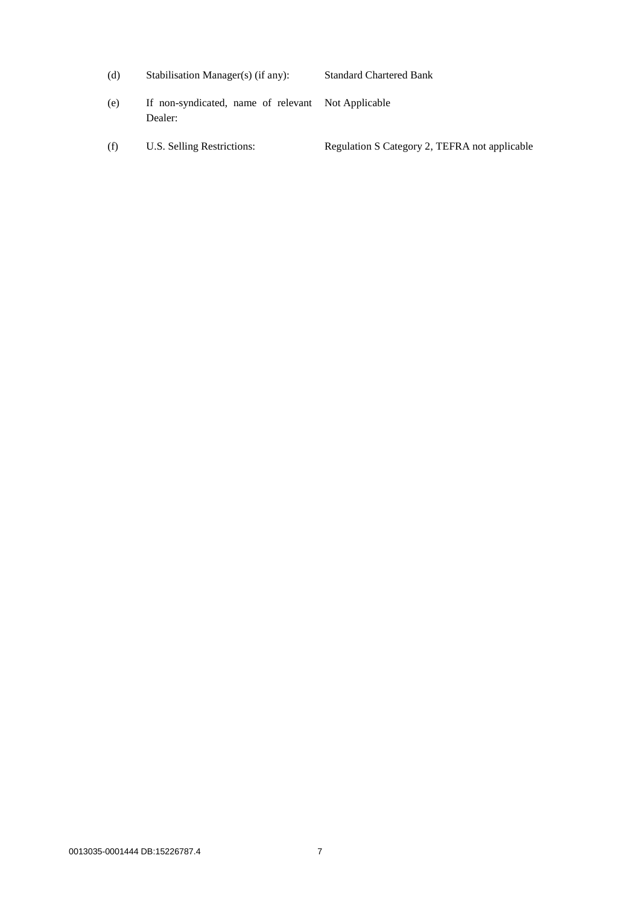| | | |
|---|---|---|
| (d) | Stabilisation Manager(s) (if any): | Standard Chartered Bank |
| (e) | If non-syndicated, name of relevant Dealer: | Not Applicable |
| (f) | U.S. Selling Restrictions: | Regulation S Category 2, TEFRA not applicable |

0013035-0001444 DB:15226787.4